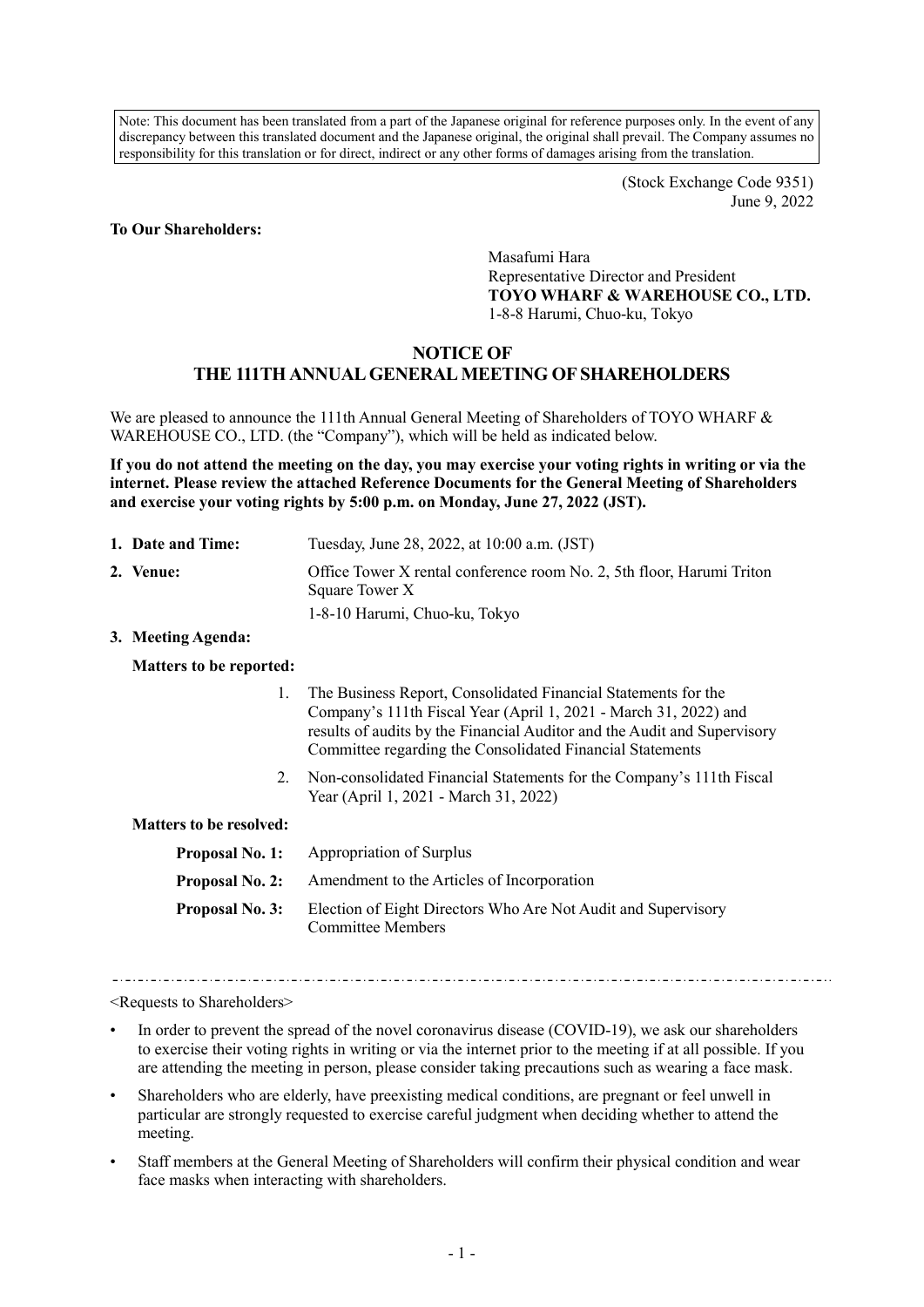Note: This document has been translated from a part of the Japanese original for reference purposes only. In the event of any discrepancy between this translated document and the Japanese original, the original shall prevail. The Company assumes no responsibility for this translation or for direct, indirect or any other forms of damages arising from the translation.

(Stock Exchange Code 9351)
June 9, 2022

**To Our Shareholders:**

Masafumi Hara
Representative Director and President
**TOYO WHARF & WAREHOUSE CO., LTD.**
1-8-8 Harumi, Chuo-ku, Tokyo

# NOTICE OF THE 111TH ANNUAL GENERAL MEETING OF SHAREHOLDERS

We are pleased to announce the 111th Annual General Meeting of Shareholders of TOYO WHARF & WAREHOUSE CO., LTD. (the "Company"), which will be held as indicated below.

**If you do not attend the meeting on the day, you may exercise your voting rights in writing or via the internet. Please review the attached Reference Documents for the General Meeting of Shareholders and exercise your voting rights by 5:00 p.m. on Monday, June 27, 2022 (JST).**

**1. Date and Time:** Tuesday, June 28, 2022, at 10:00 a.m. (JST)

**2. Venue:** Office Tower X rental conference room No. 2, 5th floor, Harumi Triton Square Tower X
1-8-10 Harumi, Chuo-ku, Tokyo

**3. Meeting Agenda:**

**Matters to be reported:**

1. The Business Report, Consolidated Financial Statements for the Company's 111th Fiscal Year (April 1, 2021 - March 31, 2022) and results of audits by the Financial Auditor and the Audit and Supervisory Committee regarding the Consolidated Financial Statements
2. Non-consolidated Financial Statements for the Company's 111th Fiscal Year (April 1, 2021 - March 31, 2022)

**Matters to be resolved:**

**Proposal No. 1:** Appropriation of Surplus

**Proposal No. 2:** Amendment to the Articles of Incorporation

**Proposal No. 3:** Election of Eight Directors Who Are Not Audit and Supervisory Committee Members

<Requests to Shareholders>

- In order to prevent the spread of the novel coronavirus disease (COVID-19), we ask our shareholders to exercise their voting rights in writing or via the internet prior to the meeting if at all possible. If you are attending the meeting in person, please consider taking precautions such as wearing a face mask.
- Shareholders who are elderly, have preexisting medical conditions, are pregnant or feel unwell in particular are strongly requested to exercise careful judgment when deciding whether to attend the meeting.
- Staff members at the General Meeting of Shareholders will confirm their physical condition and wear face masks when interacting with shareholders.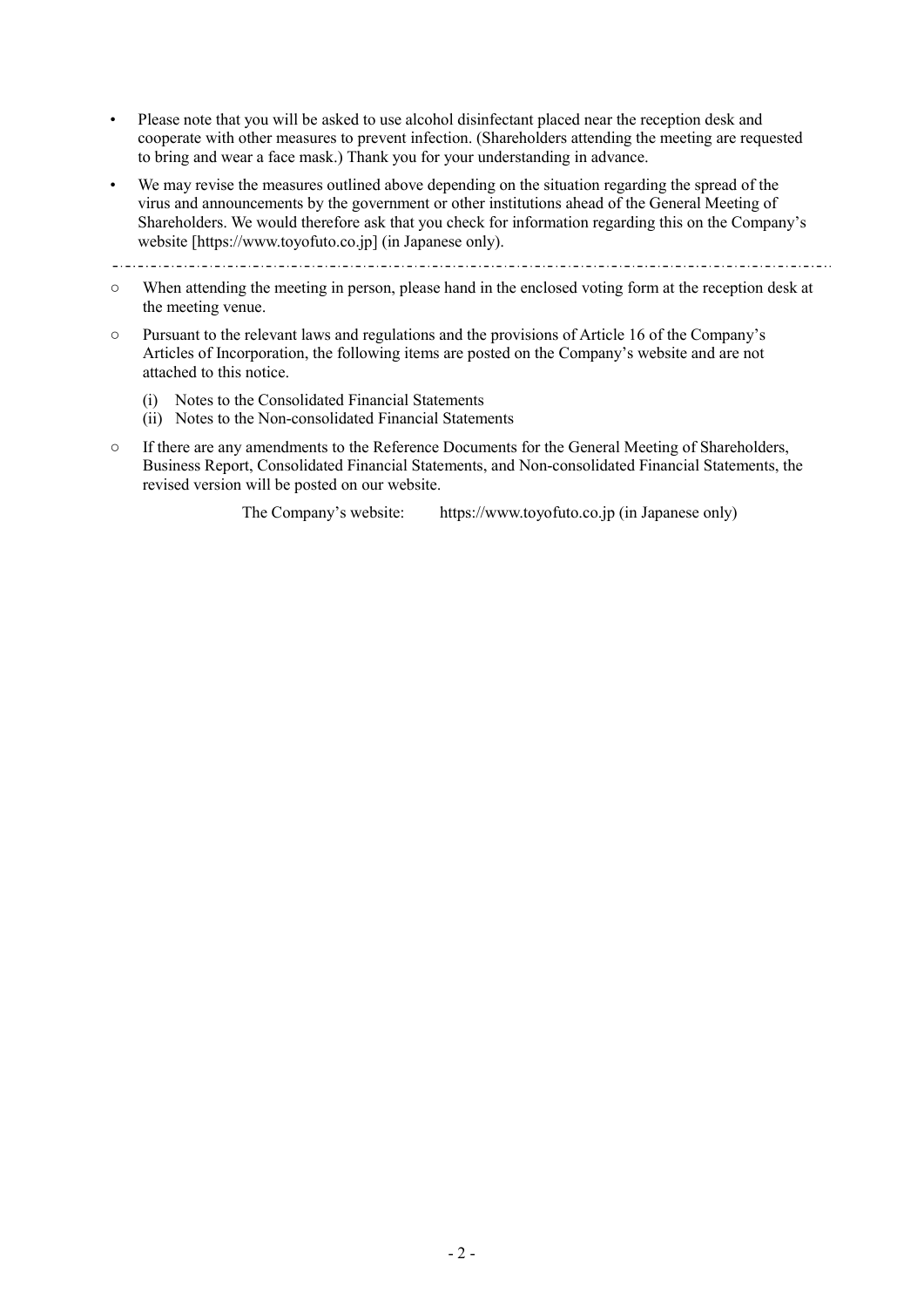- Please note that you will be asked to use alcohol disinfectant placed near the reception desk and cooperate with other measures to prevent infection. (Shareholders attending the meeting are requested to bring and wear a face mask.) Thank you for your understanding in advance.
- We may revise the measures outlined above depending on the situation regarding the spread of the virus and announcements by the government or other institutions ahead of the General Meeting of Shareholders. We would therefore ask that you check for information regarding this on the Company's website [https://www.toyofuto.co.jp] (in Japanese only).

---

○ When attending the meeting in person, please hand in the enclosed voting form at the reception desk at the meeting venue.

○ Pursuant to the relevant laws and regulations and the provisions of Article 16 of the Company's Articles of Incorporation, the following items are posted on the Company's website and are not attached to this notice.

(i) Notes to the Consolidated Financial Statements
(ii) Notes to the Non-consolidated Financial Statements

○ If there are any amendments to the Reference Documents for the General Meeting of Shareholders, Business Report, Consolidated Financial Statements, and Non-consolidated Financial Statements, the revised version will be posted on our website.

The Company's website: https://www.toyofuto.co.jp (in Japanese only)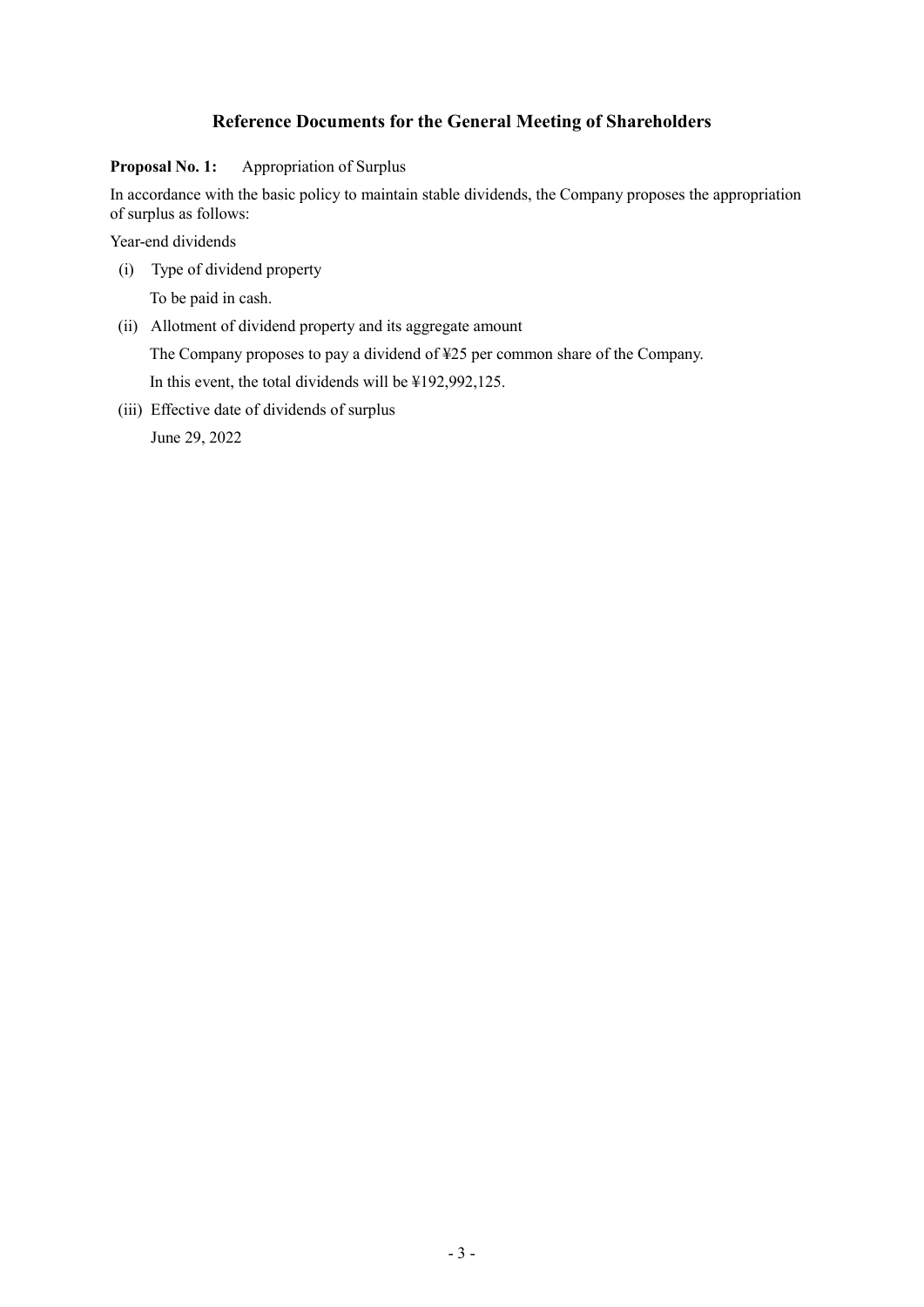# Reference Documents for the General Meeting of Shareholders

**Proposal No. 1:** Appropriation of Surplus

In accordance with the basic policy to maintain stable dividends, the Company proposes the appropriation of surplus as follows:

Year-end dividends

(i) Type of dividend property

To be paid in cash.

(ii) Allotment of dividend property and its aggregate amount

The Company proposes to pay a dividend of ¥25 per common share of the Company.

In this event, the total dividends will be ¥192,992,125.

(iii) Effective date of dividends of surplus

June 29, 2022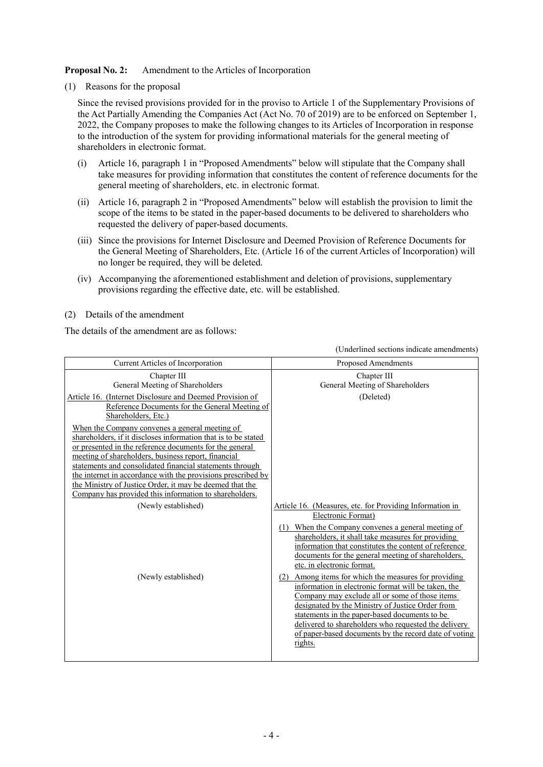**Proposal No. 2:** Amendment to the Articles of Incorporation

(1) Reasons for the proposal

Since the revised provisions provided for in the proviso to Article 1 of the Supplementary Provisions of the Act Partially Amending the Companies Act (Act No. 70 of 2019) are to be enforced on September 1, 2022, the Company proposes to make the following changes to its Articles of Incorporation in response to the introduction of the system for providing informational materials for the general meeting of shareholders in electronic format.

(i) Article 16, paragraph 1 in "Proposed Amendments" below will stipulate that the Company shall take measures for providing information that constitutes the content of reference documents for the general meeting of shareholders, etc. in electronic format.

(ii) Article 16, paragraph 2 in "Proposed Amendments" below will establish the provision to limit the scope of the items to be stated in the paper-based documents to be delivered to shareholders who requested the delivery of paper-based documents.

(iii) Since the provisions for Internet Disclosure and Deemed Provision of Reference Documents for the General Meeting of Shareholders, Etc. (Article 16 of the current Articles of Incorporation) will no longer be required, they will be deleted.

(iv) Accompanying the aforementioned establishment and deletion of provisions, supplementary provisions regarding the effective date, etc. will be established.

(2) Details of the amendment

The details of the amendment are as follows:

(Underlined sections indicate amendments)

| Current Articles of Incorporation | Proposed Amendments |
|---|---|
| Chapter III<br>General Meeting of Shareholders | Chapter III<br>General Meeting of Shareholders |
| Article 16. (Internet Disclosure and Deemed Provision of Reference Documents for the General Meeting of Shareholders, Etc.)<br>When the Company convenes a general meeting of shareholders, if it discloses information that is to be stated or presented in the reference documents for the general meeting of shareholders, business report, financial statements and consolidated financial statements through the internet in accordance with the provisions prescribed by the Ministry of Justice Order, it may be deemed that the Company has provided this information to shareholders. | (Deleted) |
| (Newly established) | Article 16. (Measures, etc. for Providing Information in Electronic Format)<br>(1) When the Company convenes a general meeting of shareholders, it shall take measures for providing information that constitutes the content of reference documents for the general meeting of shareholders, etc. in electronic format. |
| (Newly established) | (2) Among items for which the measures for providing information in electronic format will be taken, the Company may exclude all or some of those items designated by the Ministry of Justice Order from statements in the paper-based documents to be delivered to shareholders who requested the delivery of paper-based documents by the record date of voting rights. |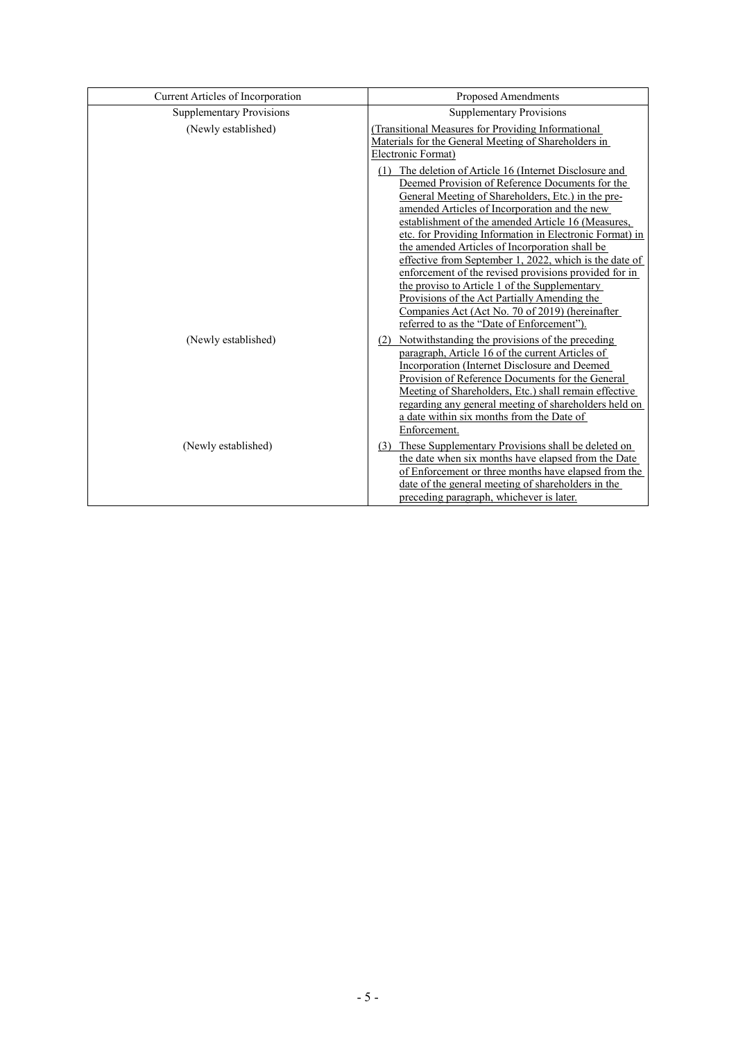| Current Articles of Incorporation | Proposed Amendments |
|---|---|
| Supplementary Provisions | Supplementary Provisions |
| (Newly established) | (Transitional Measures for Providing Informational Materials for the General Meeting of Shareholders in Electronic Format)<br>(1) The deletion of Article 16 (Internet Disclosure and Deemed Provision of Reference Documents for the General Meeting of Shareholders, Etc.) in the pre-amended Articles of Incorporation and the new establishment of the amended Article 16 (Measures, etc. for Providing Information in Electronic Format) in the amended Articles of Incorporation shall be effective from September 1, 2022, which is the date of enforcement of the revised provisions provided for in the proviso to Article 1 of the Supplementary Provisions of the Act Partially Amending the Companies Act (Act No. 70 of 2019) (hereinafter referred to as the "Date of Enforcement"). |
| (Newly established) | (2) Notwithstanding the provisions of the preceding paragraph, Article 16 of the current Articles of Incorporation (Internet Disclosure and Deemed Provision of Reference Documents for the General Meeting of Shareholders, Etc.) shall remain effective regarding any general meeting of shareholders held on a date within six months from the Date of Enforcement. |
| (Newly established) | (3) These Supplementary Provisions shall be deleted on the date when six months have elapsed from the Date of Enforcement or three months have elapsed from the date of the general meeting of shareholders in the preceding paragraph, whichever is later. |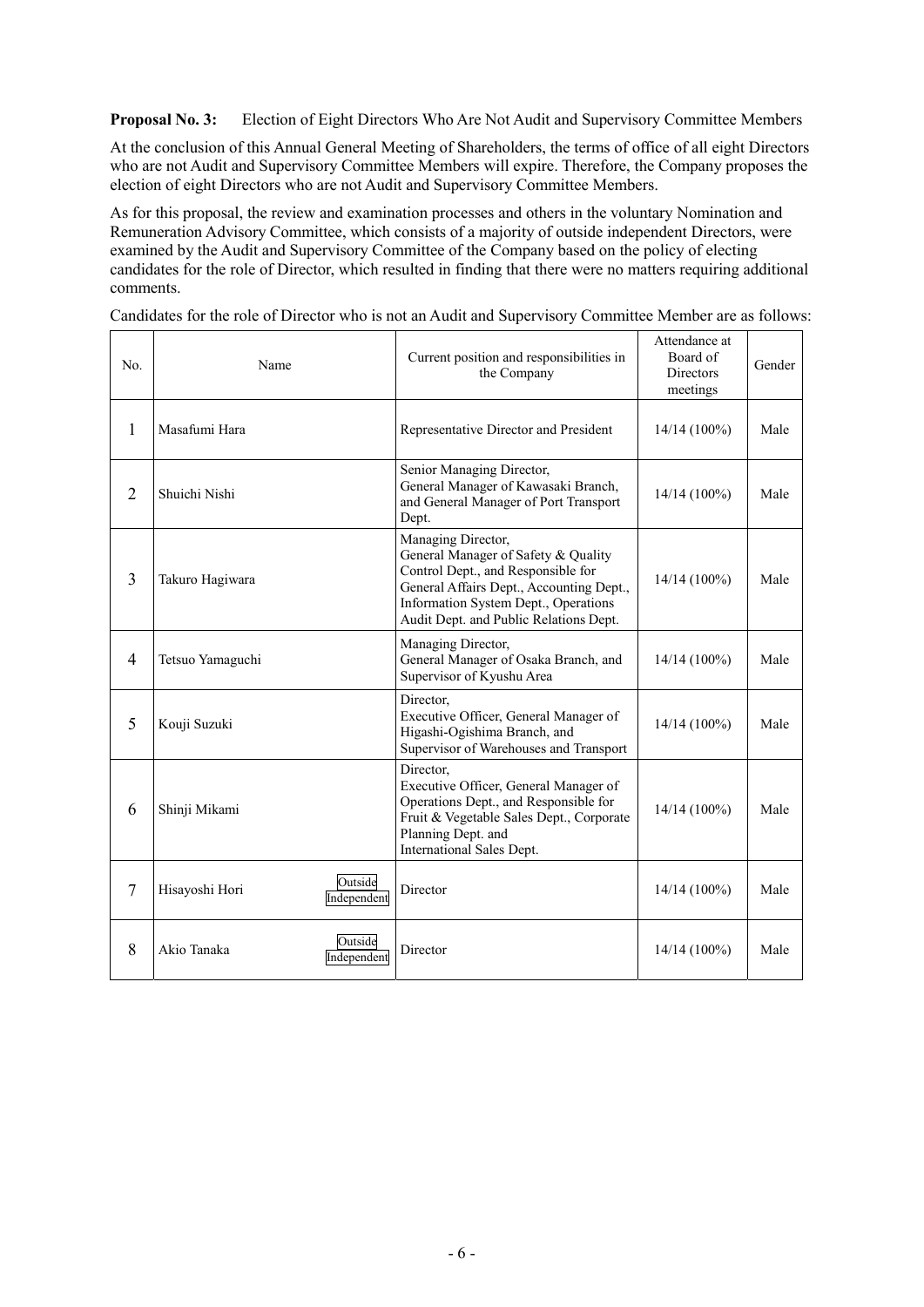**Proposal No. 3:** Election of Eight Directors Who Are Not Audit and Supervisory Committee Members

At the conclusion of this Annual General Meeting of Shareholders, the terms of office of all eight Directors who are not Audit and Supervisory Committee Members will expire. Therefore, the Company proposes the election of eight Directors who are not Audit and Supervisory Committee Members.

As for this proposal, the review and examination processes and others in the voluntary Nomination and Remuneration Advisory Committee, which consists of a majority of outside independent Directors, were examined by the Audit and Supervisory Committee of the Company based on the policy of electing candidates for the role of Director, which resulted in finding that there were no matters requiring additional comments.

Candidates for the role of Director who is not an Audit and Supervisory Committee Member are as follows:

| No. | Name | Current position and responsibilities in the Company | Attendance at Board of Directors meetings | Gender |
|---|---|---|---|---|
| 1 | Masafumi Hara | Representative Director and President | 14/14 (100%) | Male |
| 2 | Shuichi Nishi | Senior Managing Director, General Manager of Kawasaki Branch, and General Manager of Port Transport Dept. | 14/14 (100%) | Male |
| 3 | Takuro Hagiwara | Managing Director, General Manager of Safety & Quality Control Dept., and Responsible for General Affairs Dept., Accounting Dept., Information System Dept., Operations Audit Dept. and Public Relations Dept. | 14/14 (100%) | Male |
| 4 | Tetsuo Yamaguchi | Managing Director, General Manager of Osaka Branch, and Supervisor of Kyushu Area | 14/14 (100%) | Male |
| 5 | Kouji Suzuki | Director, Executive Officer, General Manager of Higashi-Ogishima Branch, and Supervisor of Warehouses and Transport | 14/14 (100%) | Male |
| 6 | Shinji Mikami | Director, Executive Officer, General Manager of Operations Dept., and Responsible for Fruit & Vegetable Sales Dept., Corporate Planning Dept. and International Sales Dept. | 14/14 (100%) | Male |
| 7 | Hisayoshi Hori Outside Independent | Director | 14/14 (100%) | Male |
| 8 | Akio Tanaka Outside Independent | Director | 14/14 (100%) | Male |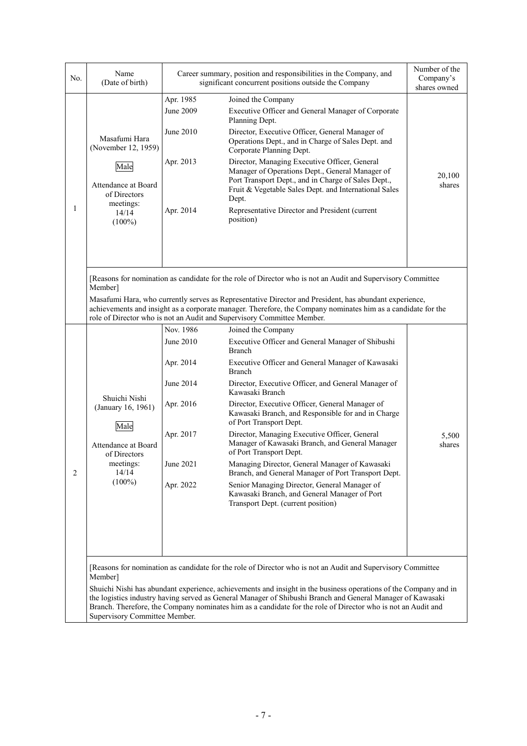| No. | Name (Date of birth) | Career summary, position and responsibilities in the Company, and significant concurrent positions outside the Company | | Number of the Company's shares owned |
|---|---|---|---|---|
| 1 | Masafumi Hara (November 12, 1959)<br><br>Male<br><br>Attendance at Board of Directors meetings: 14/14 (100%) | Apr. 1985 | Joined the Company | 20,100 shares |
| | | June 2009 | Executive Officer and General Manager of Corporate Planning Dept. | |
| | | June 2010 | Director, Executive Officer, General Manager of Operations Dept., and in Charge of Sales Dept. and Corporate Planning Dept. | |
| | | Apr. 2013 | Director, Managing Executive Officer, General Manager of Operations Dept., General Manager of Port Transport Dept., and in Charge of Sales Dept., Fruit & Vegetable Sales Dept. and International Sales Dept. | |
| | | Apr. 2014 | Representative Director and President (current position) | |
| | [Reasons for nomination as candidate for the role of Director who is not an Audit and Supervisory Committee Member]<br>Masafumi Hara, who currently serves as Representative Director and President, has abundant experience, achievements and insight as a corporate manager. Therefore, the Company nominates him as a candidate for the role of Director who is not an Audit and Supervisory Committee Member. | | | |
| 2 | Shuichi Nishi (January 16, 1961)<br><br>Male<br><br>Attendance at Board of Directors meetings: 14/14 (100%) | Nov. 1986 | Joined the Company | 5,500 shares |
| | | June 2010 | Executive Officer and General Manager of Shibushi Branch | |
| | | Apr. 2014 | Executive Officer and General Manager of Kawasaki Branch | |
| | | June 2014 | Director, Executive Officer, and General Manager of Kawasaki Branch | |
| | | Apr. 2016 | Director, Executive Officer, General Manager of Kawasaki Branch, and Responsible for and in Charge of Port Transport Dept. | |
| | | Apr. 2017 | Director, Managing Executive Officer, General Manager of Kawasaki Branch, and General Manager of Port Transport Dept. | |
| | | June 2021 | Managing Director, General Manager of Kawasaki Branch, and General Manager of Port Transport Dept. | |
| | | Apr. 2022 | Senior Managing Director, General Manager of Kawasaki Branch, and General Manager of Port Transport Dept. (current position) | |
| | [Reasons for nomination as candidate for the role of Director who is not an Audit and Supervisory Committee Member]<br>Shuichi Nishi has abundant experience, achievements and insight in the business operations of the Company and in the logistics industry having served as General Manager of Shibushi Branch and General Manager of Kawasaki Branch. Therefore, the Company nominates him as a candidate for the role of Director who is not an Audit and Supervisory Committee Member. | | | |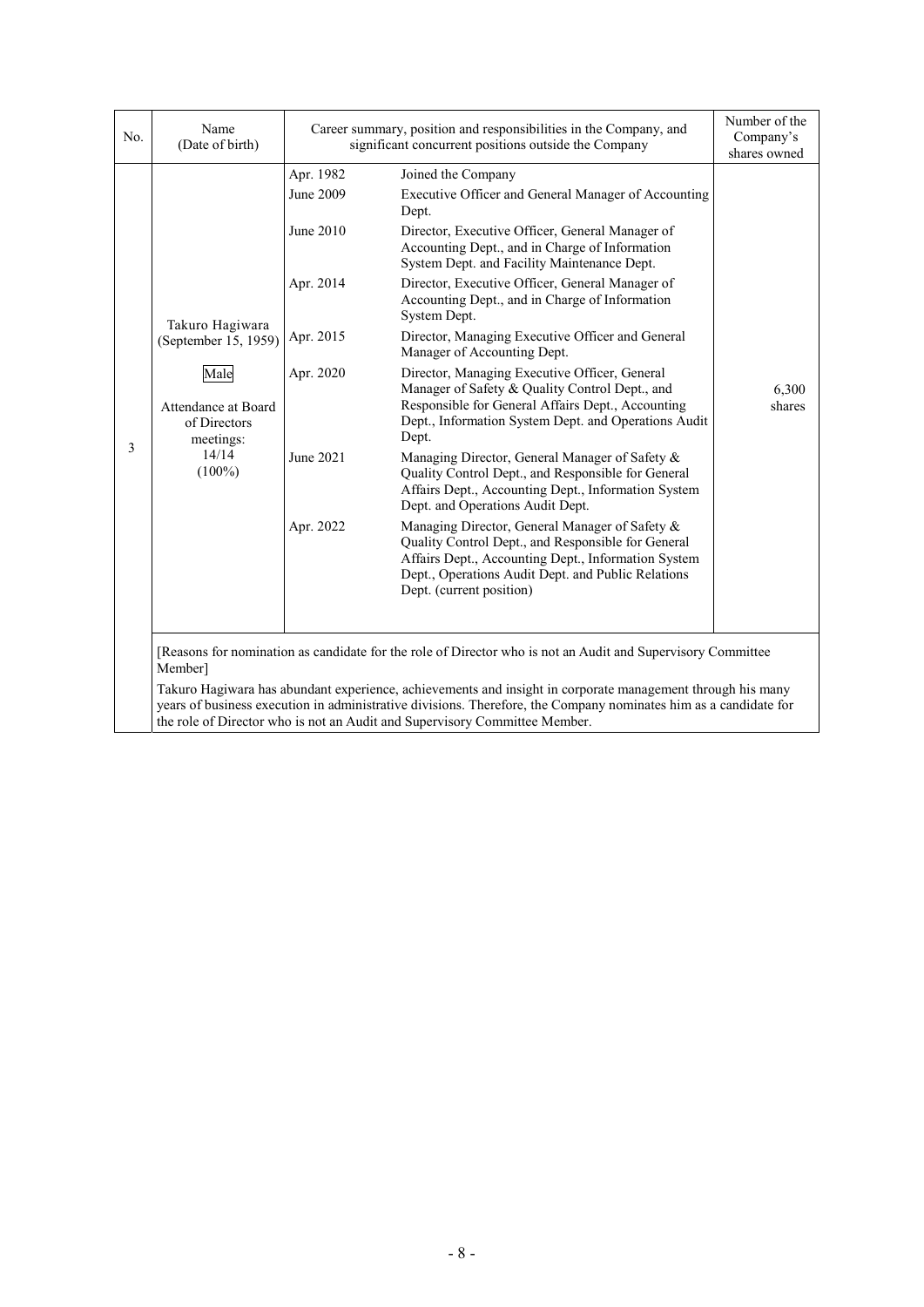| No. | Name (Date of birth) | Career summary, position and responsibilities in the Company, and significant concurrent positions outside the Company | | Number of the Company's shares owned |
|---|---|---|---|---|
| 3 | Takuro Hagiwara (September 15, 1959) Male Attendance at Board of Directors meetings: 14/14 (100%) | Apr. 1982 | Joined the Company | 6,300 shares |
| | | June 2009 | Executive Officer and General Manager of Accounting Dept. | |
| | | June 2010 | Director, Executive Officer, General Manager of Accounting Dept., and in Charge of Information System Dept. and Facility Maintenance Dept. | |
| | | Apr. 2014 | Director, Executive Officer, General Manager of Accounting Dept., and in Charge of Information System Dept. | |
| | | Apr. 2015 | Director, Managing Executive Officer and General Manager of Accounting Dept. | |
| | | Apr. 2020 | Director, Managing Executive Officer, General Manager of Safety & Quality Control Dept., and Responsible for General Affairs Dept., Accounting Dept., Information System Dept. and Operations Audit Dept. | |
| | | June 2021 | Managing Director, General Manager of Safety & Quality Control Dept., and Responsible for General Affairs Dept., Accounting Dept., Information System Dept. and Operations Audit Dept. | |
| | | Apr. 2022 | Managing Director, General Manager of Safety & Quality Control Dept., and Responsible for General Affairs Dept., Accounting Dept., Information System Dept., Operations Audit Dept. and Public Relations Dept. (current position) | |

[Reasons for nomination as candidate for the role of Director who is not an Audit and Supervisory Committee Member]

Takuro Hagiwara has abundant experience, achievements and insight in corporate management through his many years of business execution in administrative divisions. Therefore, the Company nominates him as a candidate for the role of Director who is not an Audit and Supervisory Committee Member.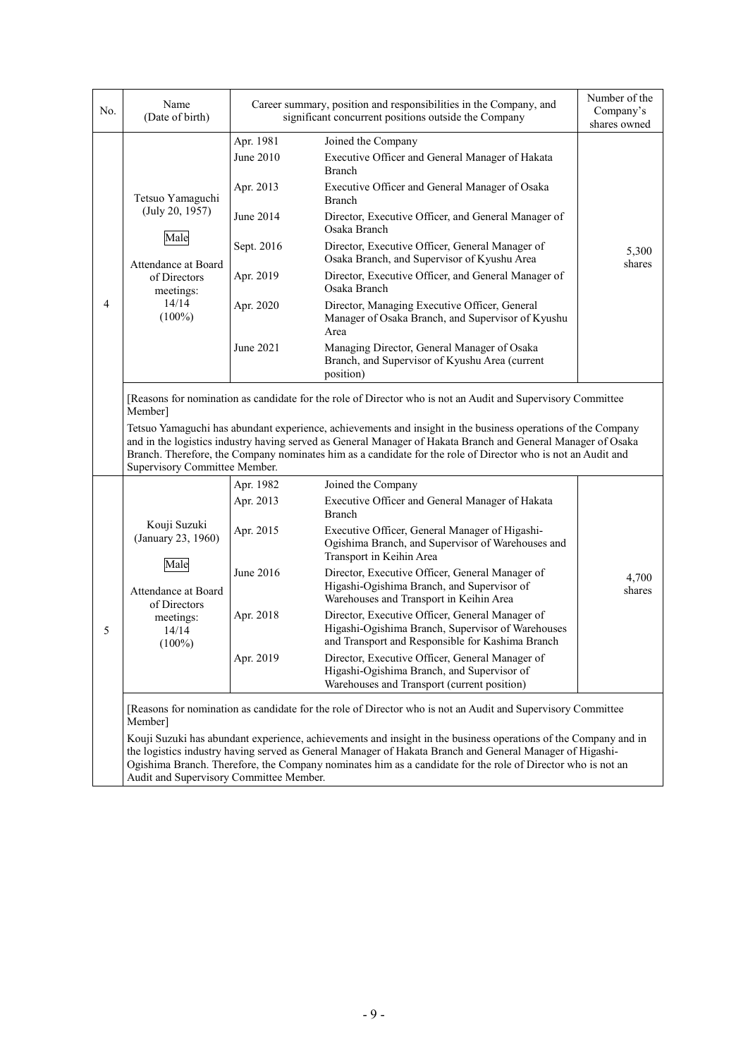| No. | Name (Date of birth) | Career summary, position and responsibilities in the Company, and significant concurrent positions outside the Company | | Number of the Company's shares owned |
|---|---|---|---|---|
| 4 | Tetsuo Yamaguchi (July 20, 1957)<br><br>Male<br><br>Attendance at Board of Directors meetings: 14/14 (100%) | Apr. 1981 | Joined the Company | 5,300 shares |
| | | June 2010 | Executive Officer and General Manager of Hakata Branch | |
| | | Apr. 2013 | Executive Officer and General Manager of Osaka Branch | |
| | | June 2014 | Director, Executive Officer, and General Manager of Osaka Branch | |
| | | Sept. 2016 | Director, Executive Officer, General Manager of Osaka Branch, and Supervisor of Kyushu Area | |
| | | Apr. 2019 | Director, Executive Officer, and General Manager of Osaka Branch | |
| | | Apr. 2020 | Director, Managing Executive Officer, General Manager of Osaka Branch, and Supervisor of Kyushu Area | |
| | | June 2021 | Managing Director, General Manager of Osaka Branch, and Supervisor of Kyushu Area (current position) | |
| | [Reasons for nomination as candidate for the role of Director who is not an Audit and Supervisory Committee Member]<br>Tetsuo Yamaguchi has abundant experience, achievements and insight in the business operations of the Company and in the logistics industry having served as General Manager of Hakata Branch and General Manager of Osaka Branch. Therefore, the Company nominates him as a candidate for the role of Director who is not an Audit and Supervisory Committee Member. | | | |
| 5 | Kouji Suzuki (January 23, 1960)<br><br>Male<br><br>Attendance at Board of Directors meetings: 14/14 (100%) | Apr. 1982 | Joined the Company | 4,700 shares |
| | | Apr. 2013 | Executive Officer and General Manager of Hakata Branch | |
| | | Apr. 2015 | Executive Officer, General Manager of Higashi-Ogishima Branch, and Supervisor of Warehouses and Transport in Keihin Area | |
| | | June 2016 | Director, Executive Officer, General Manager of Higashi-Ogishima Branch, and Supervisor of Warehouses and Transport in Keihin Area | |
| | | Apr. 2018 | Director, Executive Officer, General Manager of Higashi-Ogishima Branch, Supervisor of Warehouses and Transport and Responsible for Kashima Branch | |
| | | Apr. 2019 | Director, Executive Officer, General Manager of Higashi-Ogishima Branch, and Supervisor of Warehouses and Transport (current position) | |
| | [Reasons for nomination as candidate for the role of Director who is not an Audit and Supervisory Committee Member]<br>Kouji Suzuki has abundant experience, achievements and insight in the business operations of the Company and in the logistics industry having served as General Manager of Hakata Branch and General Manager of Higashi-Ogishima Branch. Therefore, the Company nominates him as a candidate for the role of Director who is not an Audit and Supervisory Committee Member. | | | |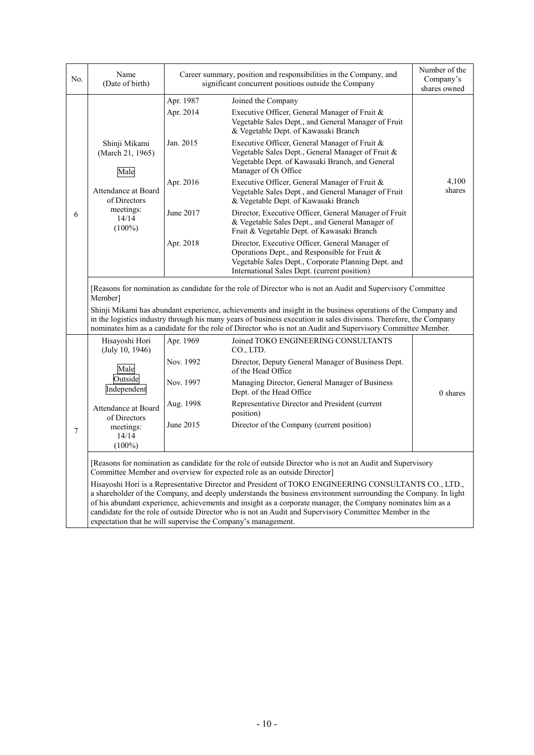| No. | Name (Date of birth) | Career summary, position and responsibilities in the Company, and significant concurrent positions outside the Company | | Number of the Company's shares owned |
|---|---|---|---|---|
| 6 | Shinji Mikami (March 21, 1965)<br><br>Male<br><br>Attendance at Board of Directors meetings: 14/14 (100%) | Apr. 1987 | Joined the Company | 4,100 shares |
| | | Apr. 2014 | Executive Officer, General Manager of Fruit & Vegetable Sales Dept., and General Manager of Fruit & Vegetable Dept. of Kawasaki Branch | |
| | | Jan. 2015 | Executive Officer, General Manager of Fruit & Vegetable Sales Dept., General Manager of Fruit & Vegetable Dept. of Kawasaki Branch, and General Manager of Oi Office | |
| | | Apr. 2016 | Executive Officer, General Manager of Fruit & Vegetable Sales Dept., and General Manager of Fruit & Vegetable Dept. of Kawasaki Branch | |
| | | June 2017 | Director, Executive Officer, General Manager of Fruit & Vegetable Sales Dept., and General Manager of Fruit & Vegetable Dept. of Kawasaki Branch | |
| | | Apr. 2018 | Director, Executive Officer, General Manager of Operations Dept., and Responsible for Fruit & Vegetable Sales Dept., Corporate Planning Dept. and International Sales Dept. (current position) | |
| | [Reasons for nomination as candidate for the role of Director who is not an Audit and Supervisory Committee Member]<br>Shinji Mikami has abundant experience, achievements and insight in the business operations of the Company and in the logistics industry through his many years of business execution in sales divisions. Therefore, the Company nominates him as a candidate for the role of Director who is not an Audit and Supervisory Committee Member. | | | |
| 7 | Hisayoshi Hori (July 10, 1946)<br><br>Male<br>Outside<br>Independent<br><br>Attendance at Board of Directors meetings: 14/14 (100%) | Apr. 1969 | Joined TOKO ENGINEERING CONSULTANTS CO., LTD. | 0 shares |
| | | Nov. 1992 | Director, Deputy General Manager of Business Dept. of the Head Office | |
| | | Nov. 1997 | Managing Director, General Manager of Business Dept. of the Head Office | |
| | | Aug. 1998 | Representative Director and President (current position) | |
| | | June 2015 | Director of the Company (current position) | |
| | [Reasons for nomination as candidate for the role of outside Director who is not an Audit and Supervisory Committee Member and overview for expected role as an outside Director]<br>Hisayoshi Hori is a Representative Director and President of TOKO ENGINEERING CONSULTANTS CO., LTD., a shareholder of the Company, and deeply understands the business environment surrounding the Company. In light of his abundant experience, achievements and insight as a corporate manager, the Company nominates him as a candidate for the role of outside Director who is not an Audit and Supervisory Committee Member in the expectation that he will supervise the Company's management. | | | |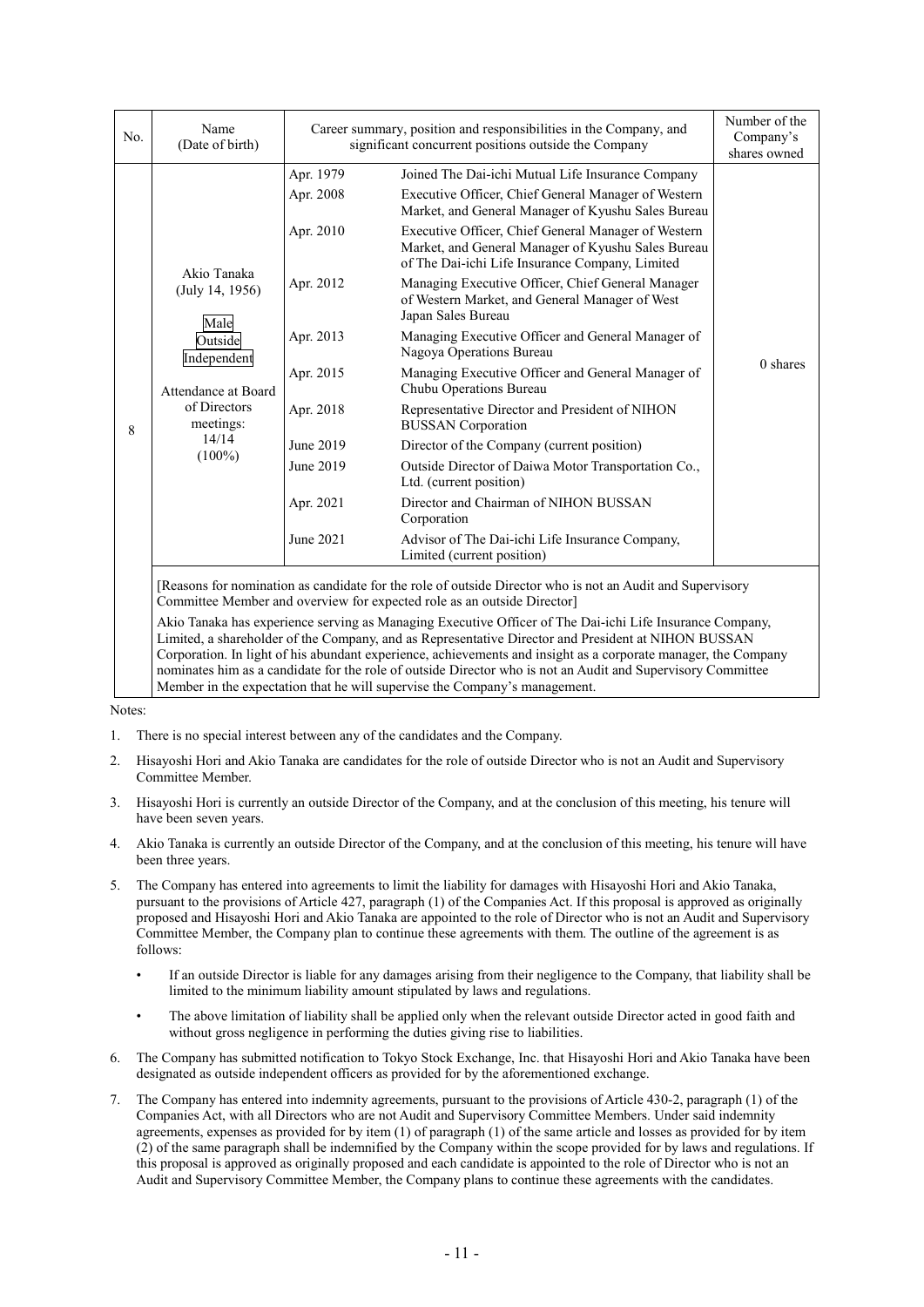| No. | Name (Date of birth) | Career summary, position and responsibilities in the Company, and significant concurrent positions outside the Company | | Number of the Company's shares owned |
|---|---|---|---|---|
| 8 | Akio Tanaka (July 14, 1956)<br><br>Male<br>Outside<br>Independent<br><br>Attendance at Board of Directors meetings: 14/14 (100%) | Apr. 1979 | Joined The Dai-ichi Mutual Life Insurance Company | 0 shares |
| | | Apr. 2008 | Executive Officer, Chief General Manager of Western Market, and General Manager of Kyushu Sales Bureau | |
| | | Apr. 2010 | Executive Officer, Chief General Manager of Western Market, and General Manager of Kyushu Sales Bureau of The Dai-ichi Life Insurance Company, Limited | |
| | | Apr. 2012 | Managing Executive Officer, Chief General Manager of Western Market, and General Manager of West Japan Sales Bureau | |
| | | Apr. 2013 | Managing Executive Officer and General Manager of Nagoya Operations Bureau | |
| | | Apr. 2015 | Managing Executive Officer and General Manager of Chubu Operations Bureau | |
| | | Apr. 2018 | Representative Director and President of NIHON BUSSAN Corporation | |
| | | June 2019 | Director of the Company (current position) | |
| | | June 2019 | Outside Director of Daiwa Motor Transportation Co., Ltd. (current position) | |
| | | Apr. 2021 | Director and Chairman of NIHON BUSSAN Corporation | |
| | | June 2021 | Advisor of The Dai-ichi Life Insurance Company, Limited (current position) | |

[Reasons for nomination as candidate for the role of outside Director who is not an Audit and Supervisory Committee Member and overview for expected role as an outside Director]

Akio Tanaka has experience serving as Managing Executive Officer of The Dai-ichi Life Insurance Company, Limited, a shareholder of the Company, and as Representative Director and President at NIHON BUSSAN Corporation. In light of his abundant experience, achievements and insight as a corporate manager, the Company nominates him as a candidate for the role of outside Director who is not an Audit and Supervisory Committee Member in the expectation that he will supervise the Company's management.

Notes:

1. There is no special interest between any of the candidates and the Company.
2. Hisayoshi Hori and Akio Tanaka are candidates for the role of outside Director who is not an Audit and Supervisory Committee Member.
3. Hisayoshi Hori is currently an outside Director of the Company, and at the conclusion of this meeting, his tenure will have been seven years.
4. Akio Tanaka is currently an outside Director of the Company, and at the conclusion of this meeting, his tenure will have been three years.
5. The Company has entered into agreements to limit the liability for damages with Hisayoshi Hori and Akio Tanaka, pursuant to the provisions of Article 427, paragraph (1) of the Companies Act. If this proposal is approved as originally proposed and Hisayoshi Hori and Akio Tanaka are appointed to the role of Director who is not an Audit and Supervisory Committee Member, the Company plan to continue these agreements with them. The outline of the agreement is as follows:
   - If an outside Director is liable for any damages arising from their negligence to the Company, that liability shall be limited to the minimum liability amount stipulated by laws and regulations.
   - The above limitation of liability shall be applied only when the relevant outside Director acted in good faith and without gross negligence in performing the duties giving rise to liabilities.
6. The Company has submitted notification to Tokyo Stock Exchange, Inc. that Hisayoshi Hori and Akio Tanaka have been designated as outside independent officers as provided for by the aforementioned exchange.
7. The Company has entered into indemnity agreements, pursuant to the provisions of Article 430-2, paragraph (1) of the Companies Act, with all Directors who are not Audit and Supervisory Committee Members. Under said indemnity agreements, expenses as provided for by item (1) of paragraph (1) of the same article and losses as provided for by item (2) of the same paragraph shall be indemnified by the Company within the scope provided for by laws and regulations. If this proposal is approved as originally proposed and each candidate is appointed to the role of Director who is not an Audit and Supervisory Committee Member, the Company plans to continue these agreements with the candidates.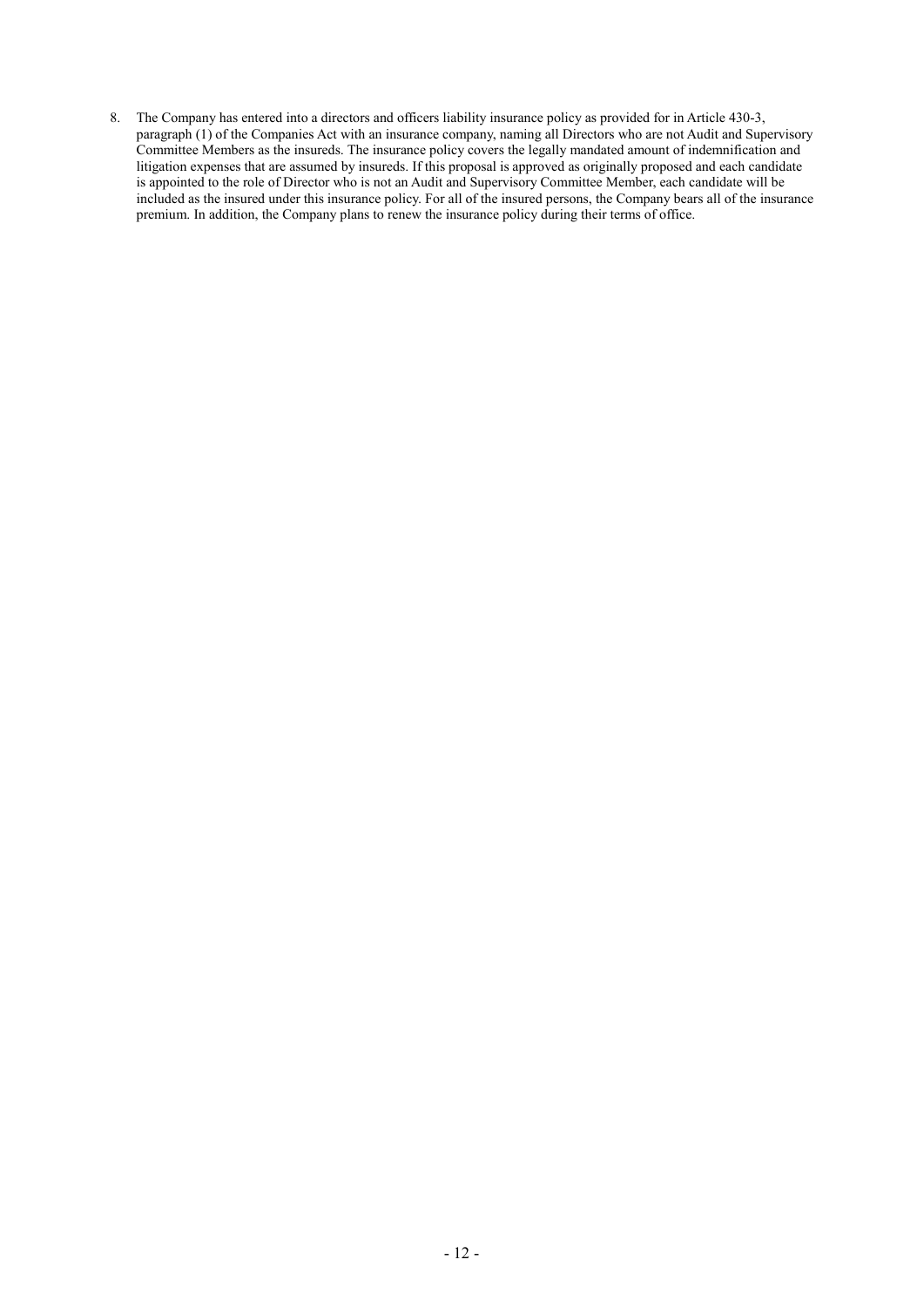8. The Company has entered into a directors and officers liability insurance policy as provided for in Article 430-3, paragraph (1) of the Companies Act with an insurance company, naming all Directors who are not Audit and Supervisory Committee Members as the insureds. The insurance policy covers the legally mandated amount of indemnification and litigation expenses that are assumed by insureds. If this proposal is approved as originally proposed and each candidate is appointed to the role of Director who is not an Audit and Supervisory Committee Member, each candidate will be included as the insured under this insurance policy. For all of the insured persons, the Company bears all of the insurance premium. In addition, the Company plans to renew the insurance policy during their terms of office.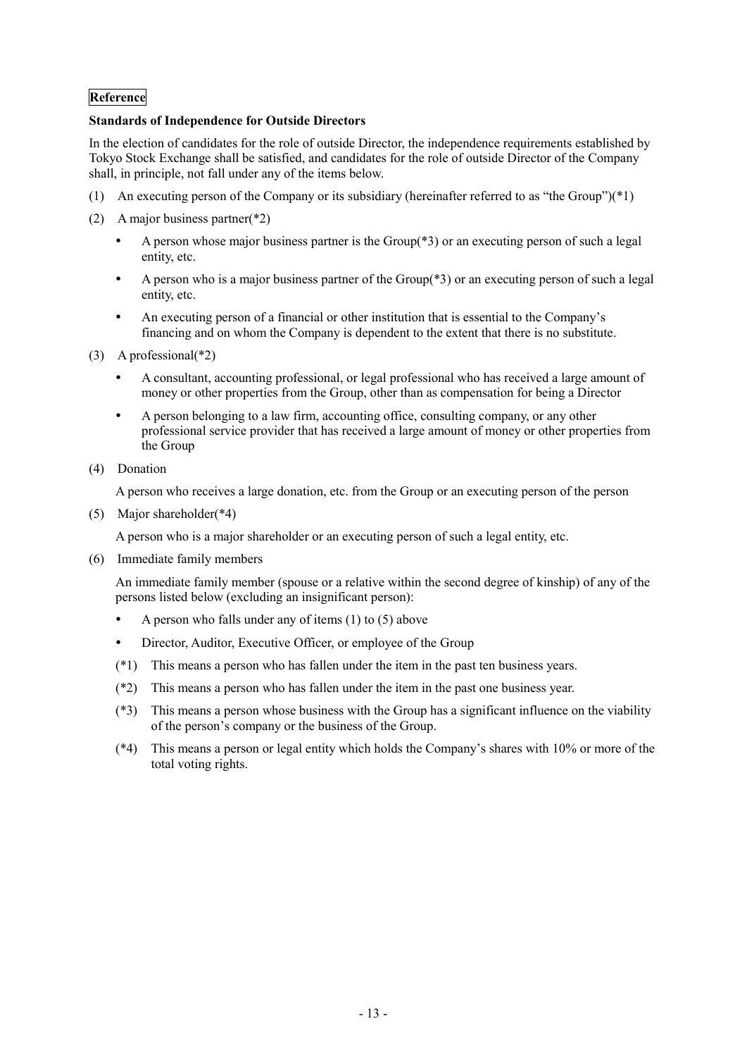**Reference**

**Standards of Independence for Outside Directors**

In the election of candidates for the role of outside Director, the independence requirements established by Tokyo Stock Exchange shall be satisfied, and candidates for the role of outside Director of the Company shall, in principle, not fall under any of the items below.

(1) An executing person of the Company or its subsidiary (hereinafter referred to as "the Group")(*1)

(2) A major business partner(*2)

- A person whose major business partner is the Group(*3) or an executing person of such a legal entity, etc.
- A person who is a major business partner of the Group(*3) or an executing person of such a legal entity, etc.
- An executing person of a financial or other institution that is essential to the Company's financing and on whom the Company is dependent to the extent that there is no substitute.

(3) A professional(*2)

- A consultant, accounting professional, or legal professional who has received a large amount of money or other properties from the Group, other than as compensation for being a Director
- A person belonging to a law firm, accounting office, consulting company, or any other professional service provider that has received a large amount of money or other properties from the Group

(4) Donation

A person who receives a large donation, etc. from the Group or an executing person of the person

(5) Major shareholder(*4)

A person who is a major shareholder or an executing person of such a legal entity, etc.

(6) Immediate family members

An immediate family member (spouse or a relative within the second degree of kinship) of any of the persons listed below (excluding an insignificant person):

- A person who falls under any of items (1) to (5) above
- Director, Auditor, Executive Officer, or employee of the Group

(*1) This means a person who has fallen under the item in the past ten business years.

(*2) This means a person who has fallen under the item in the past one business year.

(*3) This means a person whose business with the Group has a significant influence on the viability of the person's company or the business of the Group.

(*4) This means a person or legal entity which holds the Company's shares with 10% or more of the total voting rights.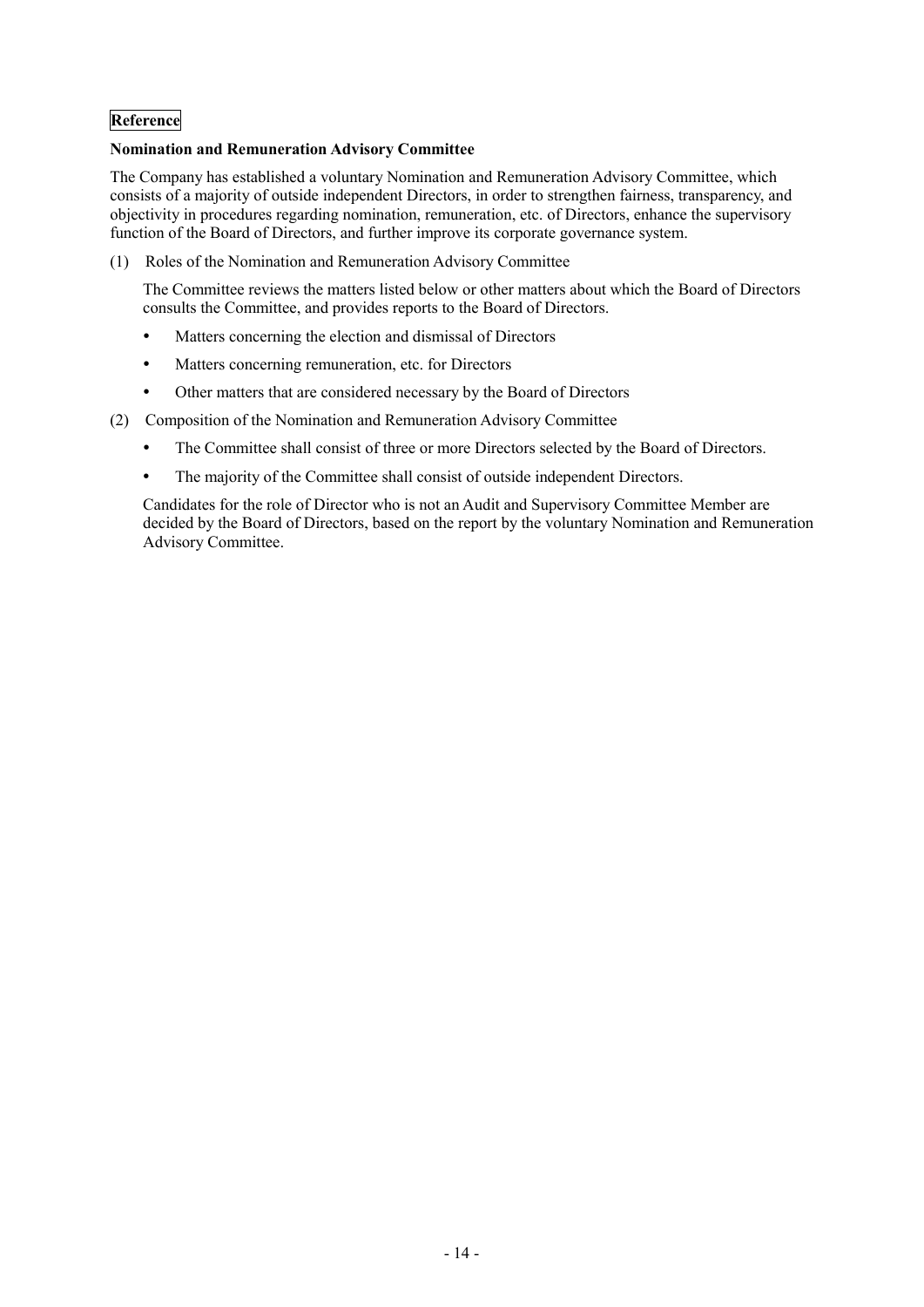**Reference**

**Nomination and Remuneration Advisory Committee**

The Company has established a voluntary Nomination and Remuneration Advisory Committee, which consists of a majority of outside independent Directors, in order to strengthen fairness, transparency, and objectivity in procedures regarding nomination, remuneration, etc. of Directors, enhance the supervisory function of the Board of Directors, and further improve its corporate governance system.

(1) Roles of the Nomination and Remuneration Advisory Committee

The Committee reviews the matters listed below or other matters about which the Board of Directors consults the Committee, and provides reports to the Board of Directors.

- Matters concerning the election and dismissal of Directors
- Matters concerning remuneration, etc. for Directors
- Other matters that are considered necessary by the Board of Directors

(2) Composition of the Nomination and Remuneration Advisory Committee

- The Committee shall consist of three or more Directors selected by the Board of Directors.
- The majority of the Committee shall consist of outside independent Directors.

Candidates for the role of Director who is not an Audit and Supervisory Committee Member are decided by the Board of Directors, based on the report by the voluntary Nomination and Remuneration Advisory Committee.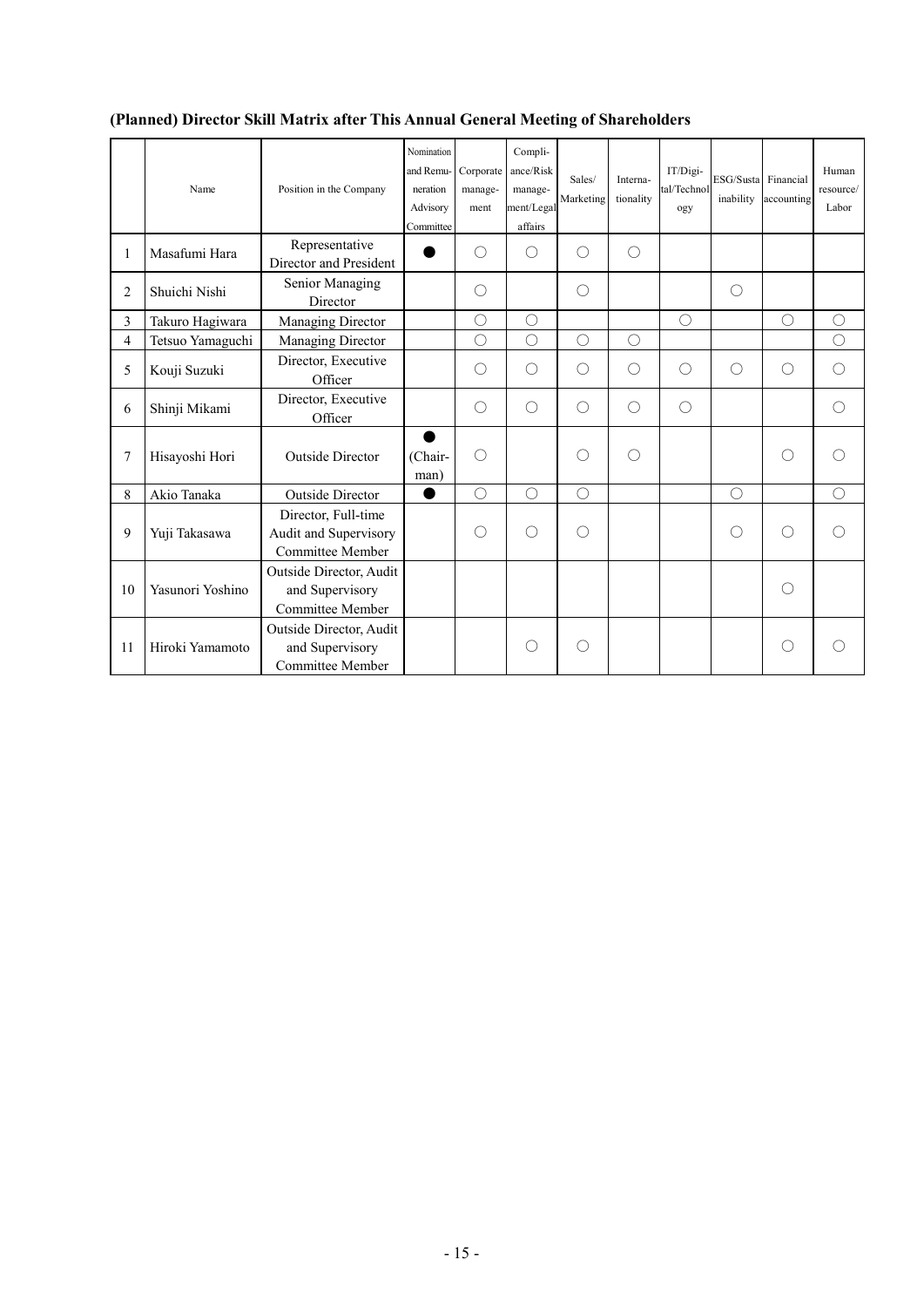## (Planned) Director Skill Matrix after This Annual General Meeting of Shareholders

| | Name | Position in the Company | Nomination and Remuneration Advisory Committee | Corporate management | Compliance/Risk management/Legal affairs | Sales/ Marketing | Internationality | IT/Digital/Technology | ESG/Sustainability | Financial accounting | Human resource/ Labor |
|---|---|---|---|---|---|---|---|---|---|---|---|
| 1 | Masafumi Hara | Representative Director and President | ● | ○ | ○ | ○ | ○ | | | | |
| 2 | Shuichi Nishi | Senior Managing Director | | ○ | | ○ | | | ○ | | |
| 3 | Takuro Hagiwara | Managing Director | | ○ | ○ | | | ○ | | ○ | ○ |
| 4 | Tetsuo Yamaguchi | Managing Director | | ○ | ○ | ○ | ○ | | | | ○ |
| 5 | Kouji Suzuki | Director, Executive Officer | | ○ | ○ | ○ | ○ | ○ | ○ | ○ | ○ |
| 6 | Shinji Mikami | Director, Executive Officer | | ○ | ○ | ○ | ○ | ○ | | | ○ |
| 7 | Hisayoshi Hori | Outside Director | ● (Chairman) | ○ | | ○ | ○ | | | ○ | ○ |
| 8 | Akio Tanaka | Outside Director | ● | ○ | ○ | ○ | | | ○ | | ○ |
| 9 | Yuji Takasawa | Director, Full-time Audit and Supervisory Committee Member | | ○ | ○ | ○ | | | ○ | ○ | ○ |
| 10 | Yasunori Yoshino | Outside Director, Audit and Supervisory Committee Member | | | | | | | | ○ | |
| 11 | Hiroki Yamamoto | Outside Director, Audit and Supervisory Committee Member | | | ○ | ○ | | | | ○ | ○ |